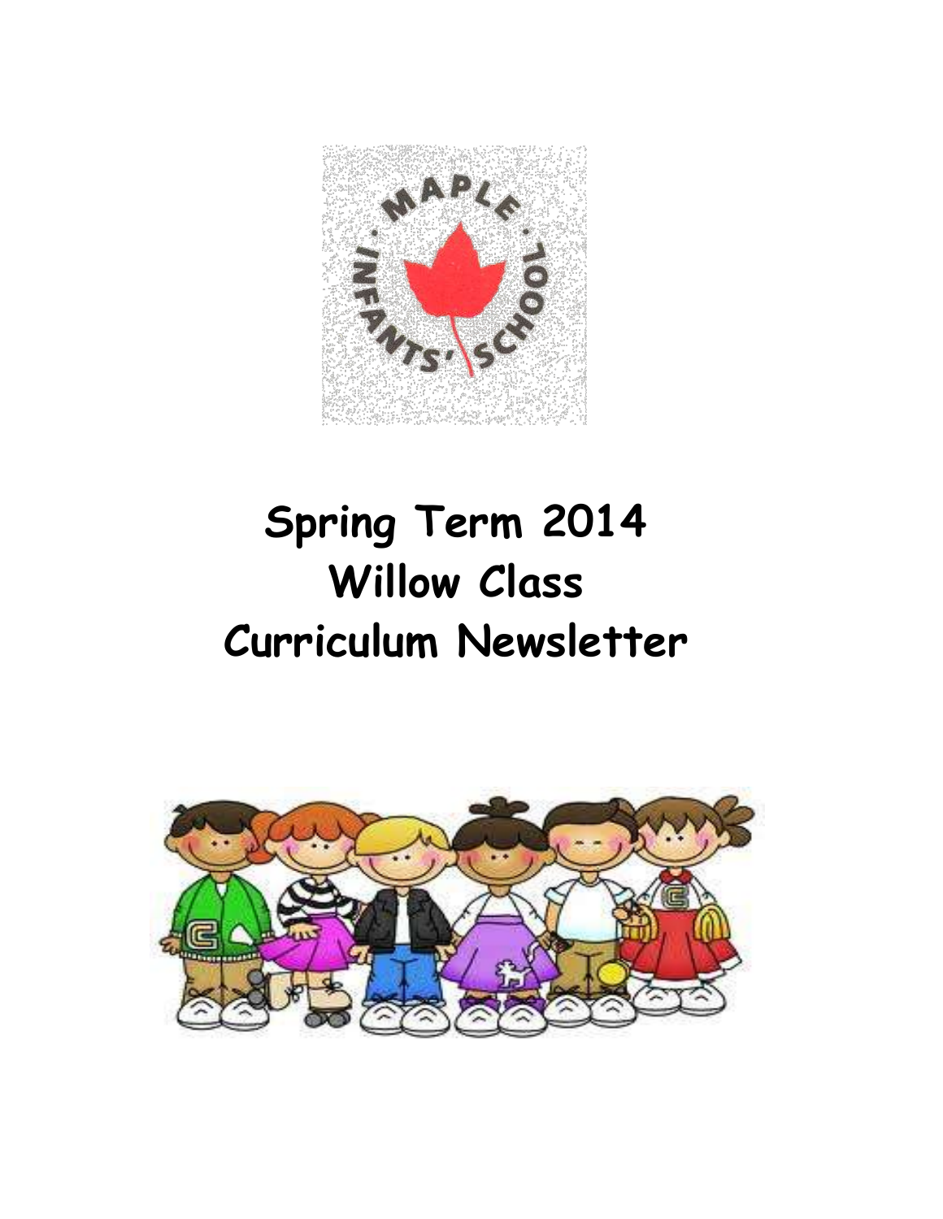# Spring Term 2014
# Willow Class
# Curriculum Newsletter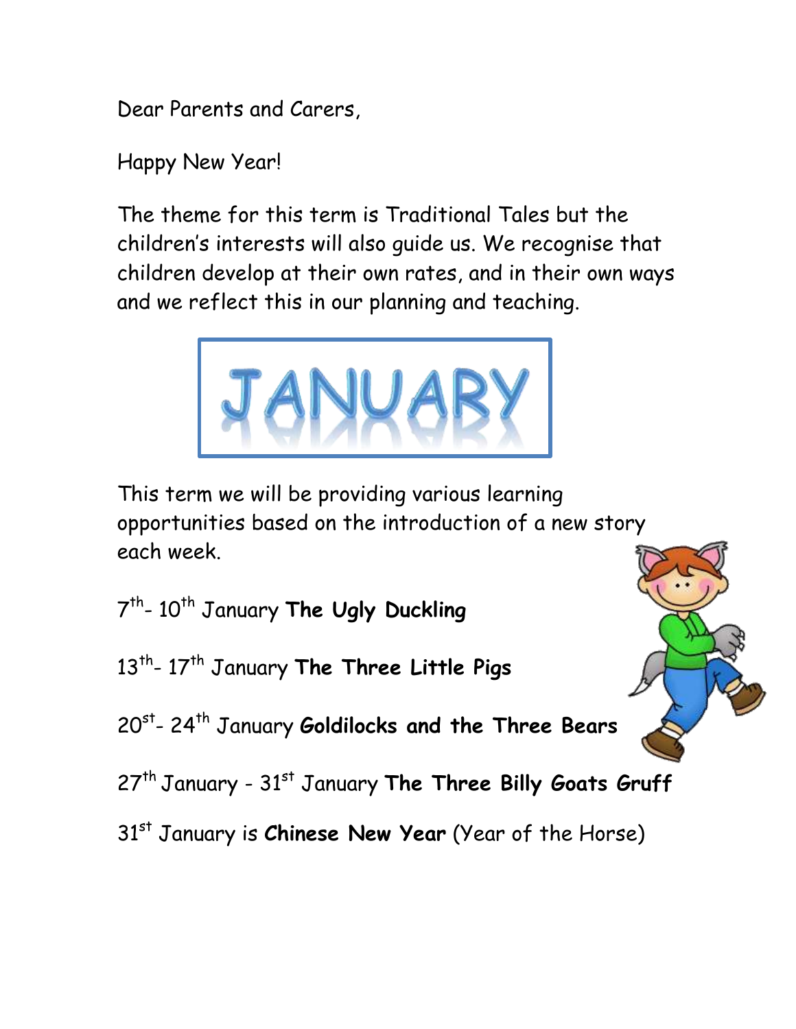Dear Parents and Carers,

Happy New Year!

The theme for this term is Traditional Tales but the children's interests will also guide us. We recognise that children develop at their own rates, and in their own ways and we reflect this in our planning and teaching.

# JANUARY

This term we will be providing various learning opportunities based on the introduction of a new story each week.

7th- 10th January **The Ugly Duckling**

13th- 17th January **The Three Little Pigs**

20st- 24th January **Goldilocks and the Three Bears**

27th January - 31st January **The Three Billy Goats Gruff**

31st January is **Chinese New Year** (Year of the Horse)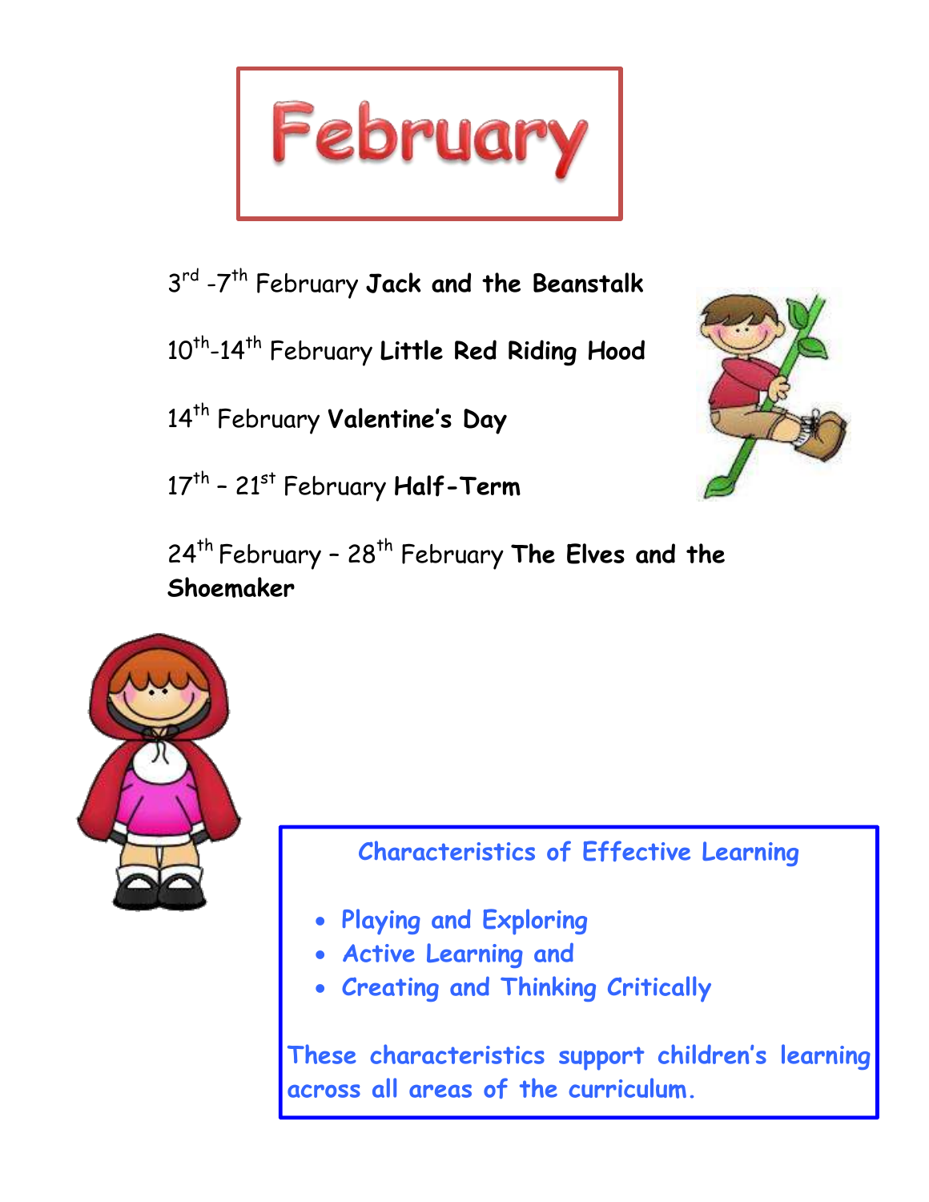# February

3rd -7th February **Jack and the Beanstalk**

10th-14th February **Little Red Riding Hood**

14th February **Valentine's Day**

17th – 21st February **Half-Term**

24th February – 28th February **The Elves and the Shoemaker**

## Characteristics of Effective Learning

- Playing and Exploring
- Active Learning and
- Creating and Thinking Critically

These characteristics support children's learning across all areas of the curriculum.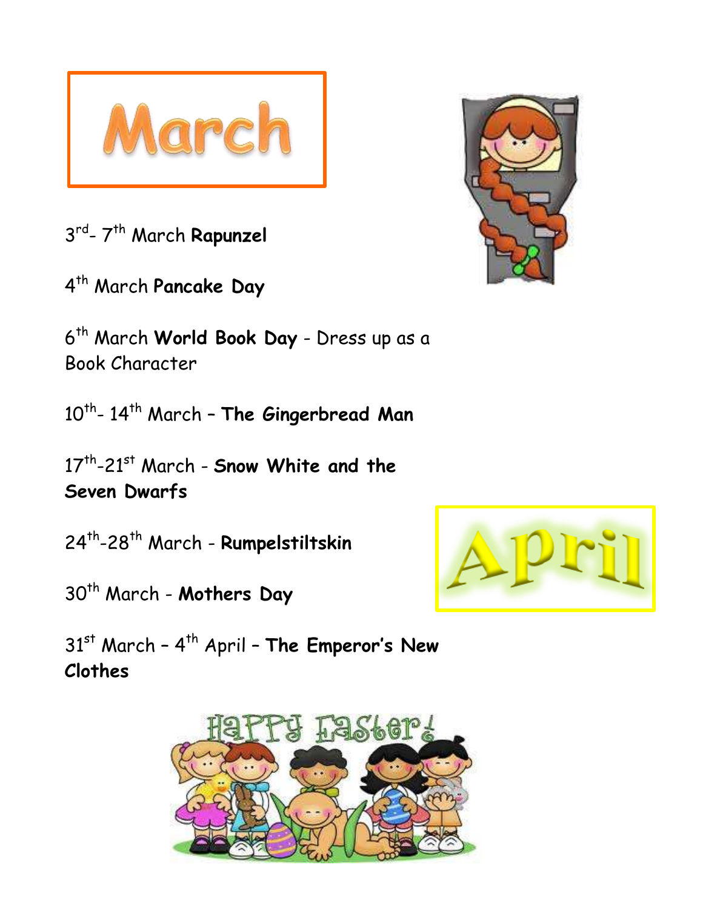# March

3rd- 7th March **Rapunzel**

4th March **Pancake Day**

6th March **World Book Day** - Dress up as a Book Character

10th- 14th March – **The Gingerbread Man**

17th-21st March - **Snow White and the Seven Dwarfs**

24th-28th March - **Rumpelstiltskin**

# April

30th March - **Mothers Day**

31st March – 4th April – **The Emperor's New Clothes**

Happy Easter!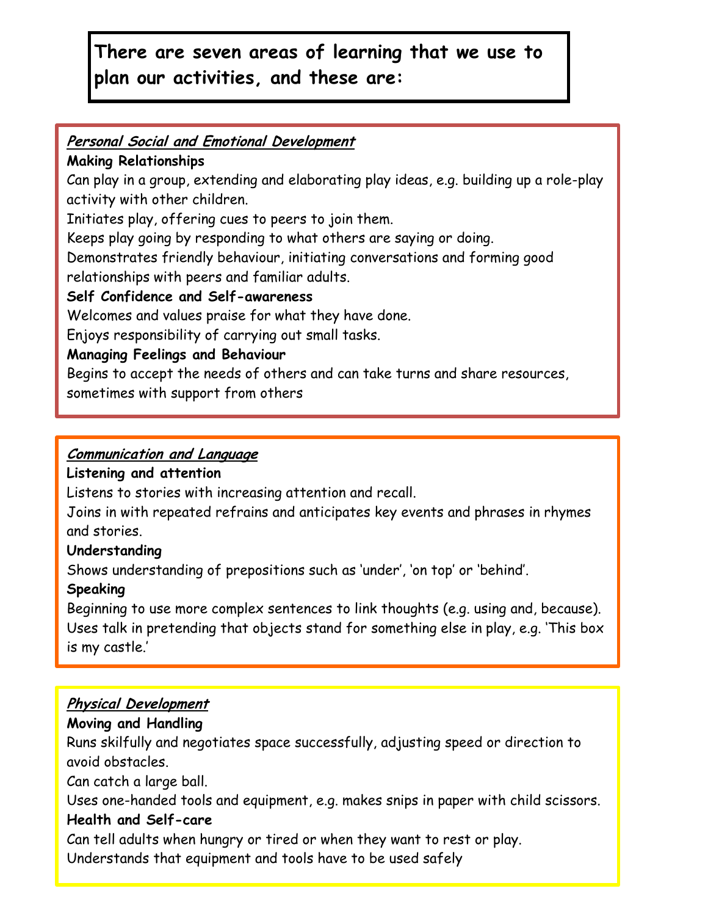**There are seven areas of learning that we use to plan our activities, and these are:**

## ***Personal Social and Emotional Development***

**Making Relationships**

Can play in a group, extending and elaborating play ideas, e.g. building up a role-play activity with other children.

Initiates play, offering cues to peers to join them.

Keeps play going by responding to what others are saying or doing.

Demonstrates friendly behaviour, initiating conversations and forming good relationships with peers and familiar adults.

**Self Confidence and Self-awareness**

Welcomes and values praise for what they have done.

Enjoys responsibility of carrying out small tasks.

**Managing Feelings and Behaviour**

Begins to accept the needs of others and can take turns and share resources, sometimes with support from others

## ***Communication and Language***

**Listening and attention**

Listens to stories with increasing attention and recall.

Joins in with repeated refrains and anticipates key events and phrases in rhymes and stories.

**Understanding**

Shows understanding of prepositions such as 'under', 'on top' or 'behind'.

**Speaking**

Beginning to use more complex sentences to link thoughts (e.g. using and, because).

Uses talk in pretending that objects stand for something else in play, e.g. 'This box is my castle.'

## ***Physical Development***

**Moving and Handling**

Runs skilfully and negotiates space successfully, adjusting speed or direction to avoid obstacles.

Can catch a large ball.

Uses one-handed tools and equipment, e.g. makes snips in paper with child scissors.

**Health and Self-care**

Can tell adults when hungry or tired or when they want to rest or play.

Understands that equipment and tools have to be used safely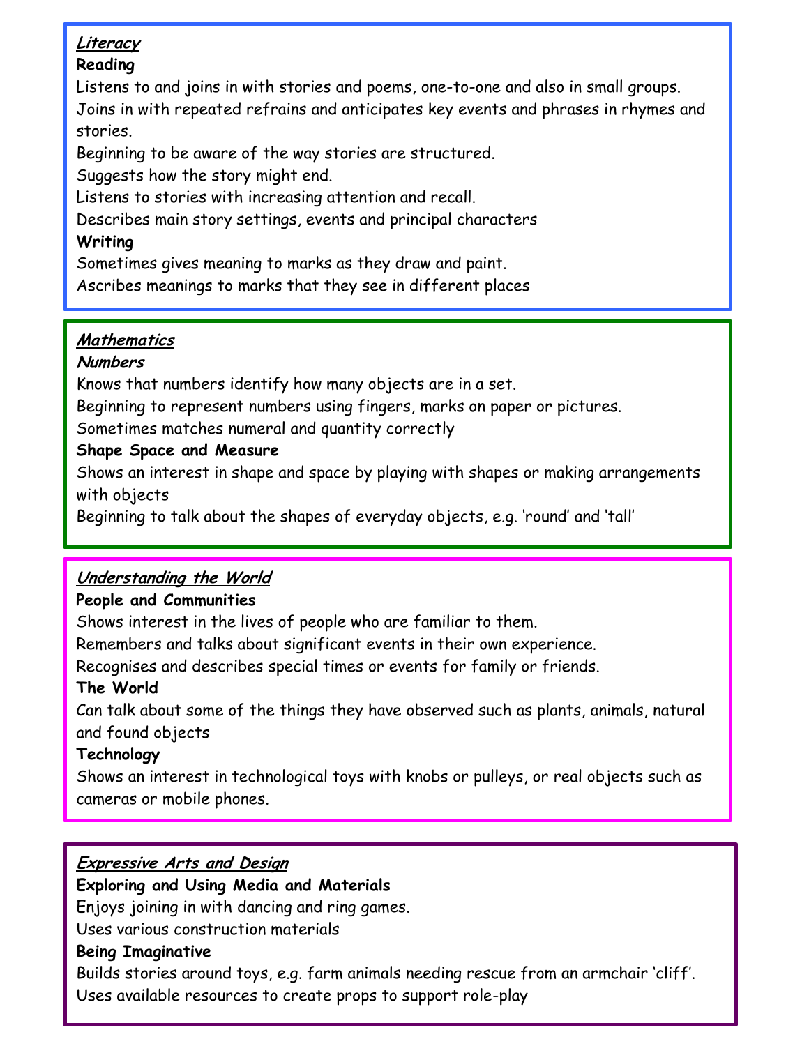***Literacy***

**Reading**

Listens to and joins in with stories and poems, one-to-one and also in small groups.
Joins in with repeated refrains and anticipates key events and phrases in rhymes and stories.
Beginning to be aware of the way stories are structured.
Suggests how the story might end.
Listens to stories with increasing attention and recall.
Describes main story settings, events and principal characters

**Writing**

Sometimes gives meaning to marks as they draw and paint.
Ascribes meanings to marks that they see in different places

***Mathematics***

***Numbers***

Knows that numbers identify how many objects are in a set.
Beginning to represent numbers using fingers, marks on paper or pictures.
Sometimes matches numeral and quantity correctly

**Shape Space and Measure**

Shows an interest in shape and space by playing with shapes or making arrangements with objects
Beginning to talk about the shapes of everyday objects, e.g. 'round' and 'tall'

***Understanding the World***

**People and Communities**

Shows interest in the lives of people who are familiar to them.
Remembers and talks about significant events in their own experience.
Recognises and describes special times or events for family or friends.

**The World**

Can talk about some of the things they have observed such as plants, animals, natural and found objects

**Technology**

Shows an interest in technological toys with knobs or pulleys, or real objects such as cameras or mobile phones.

***Expressive Arts and Design***

**Exploring and Using Media and Materials**

Enjoys joining in with dancing and ring games.
Uses various construction materials

**Being Imaginative**

Builds stories around toys, e.g. farm animals needing rescue from an armchair 'cliff'.
Uses available resources to create props to support role-play